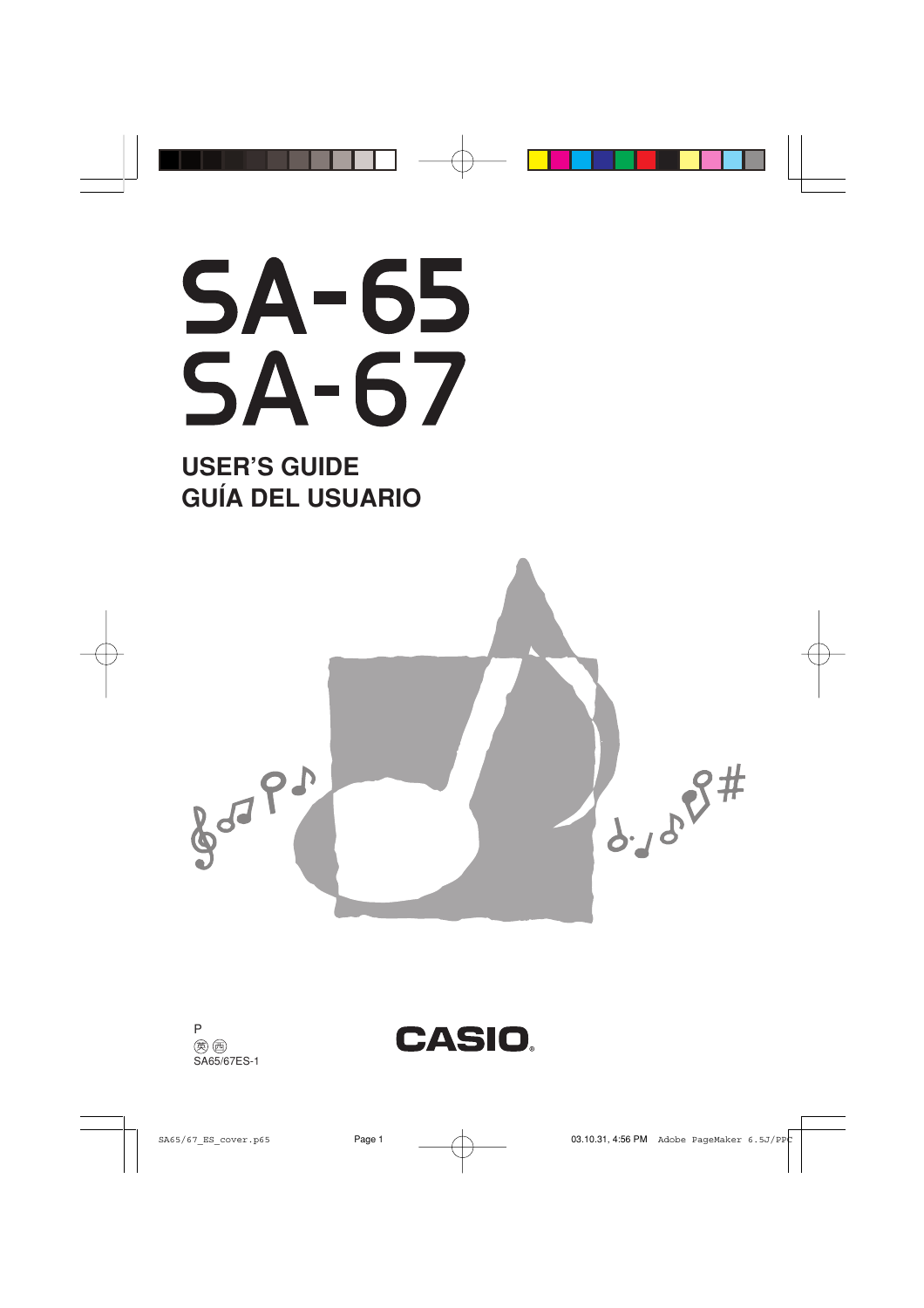# SA-65
# SA-67

## USER'S GUIDE
## GUÍA DEL USUARIO

P
英 西
SA65/67ES-1

CASIO®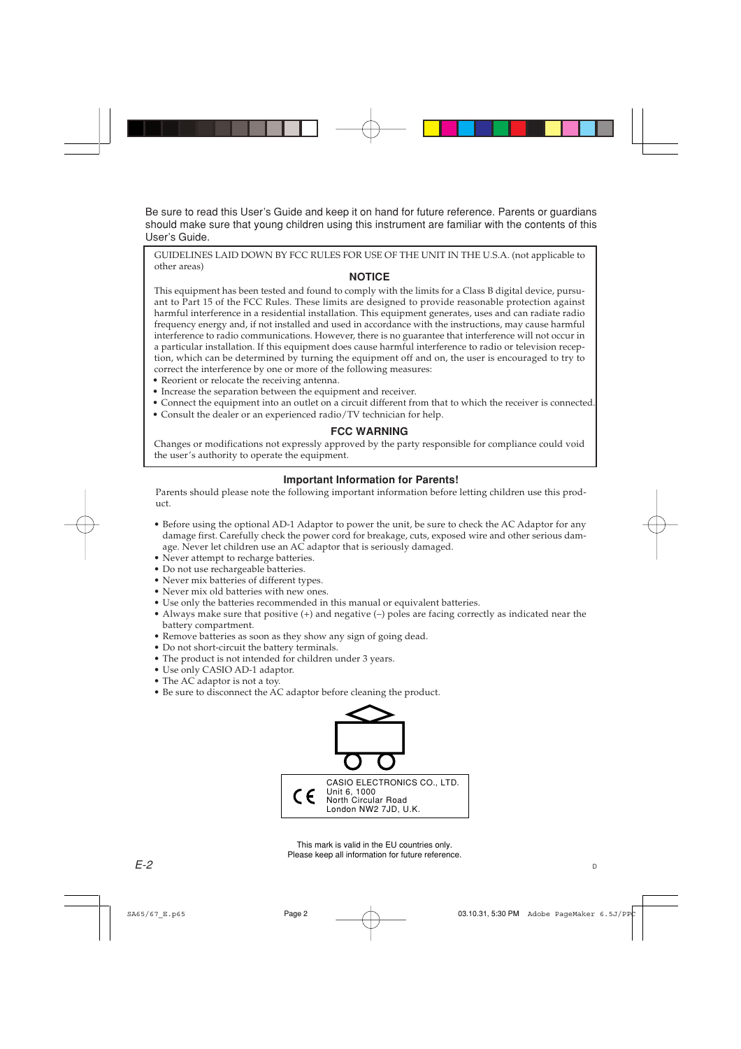Be sure to read this User's Guide and keep it on hand for future reference. Parents or guardians should make sure that young children using this instrument are familiar with the contents of this User's Guide.

GUIDELINES LAID DOWN BY FCC RULES FOR USE OF THE UNIT IN THE U.S.A. (not applicable to other areas)

## NOTICE

This equipment has been tested and found to comply with the limits for a Class B digital device, pursuant to Part 15 of the FCC Rules. These limits are designed to provide reasonable protection against harmful interference in a residential installation. This equipment generates, uses and can radiate radio frequency energy and, if not installed and used in accordance with the instructions, may cause harmful interference to radio communications. However, there is no guarantee that interference will not occur in a particular installation. If this equipment does cause harmful interference to radio or television reception, which can be determined by turning the equipment off and on, the user is encouraged to try to correct the interference by one or more of the following measures:

- Reorient or relocate the receiving antenna.
- Increase the separation between the equipment and receiver.
- Connect the equipment into an outlet on a circuit different from that to which the receiver is connected.
- Consult the dealer or an experienced radio/TV technician for help.

## FCC WARNING

Changes or modifications not expressly approved by the party responsible for compliance could void the user's authority to operate the equipment.

## Important Information for Parents!

Parents should please note the following important information before letting children use this product.

- Before using the optional AD-1 Adaptor to power the unit, be sure to check the AC Adaptor for any damage first. Carefully check the power cord for breakage, cuts, exposed wire and other serious damage. Never let children use an AC adaptor that is seriously damaged.
- Never attempt to recharge batteries.
- Do not use rechargeable batteries.
- Never mix batteries of different types.
- Never mix old batteries with new ones.
- Use only the batteries recommended in this manual or equivalent batteries.
- Always make sure that positive (+) and negative (–) poles are facing correctly as indicated near the battery compartment.
- Remove batteries as soon as they show any sign of going dead.
- Do not short-circuit the battery terminals.
- The product is not intended for children under 3 years.
- Use only CASIO AD-1 adaptor.
- The AC adaptor is not a toy.
- Be sure to disconnect the AC adaptor before cleaning the product.

CE
CASIO ELECTRONICS CO., LTD.
Unit 6, 1000
North Circular Road
London NW2 7JD, U.K.

This mark is valid in the EU countries only.
Please keep all information for future reference.

D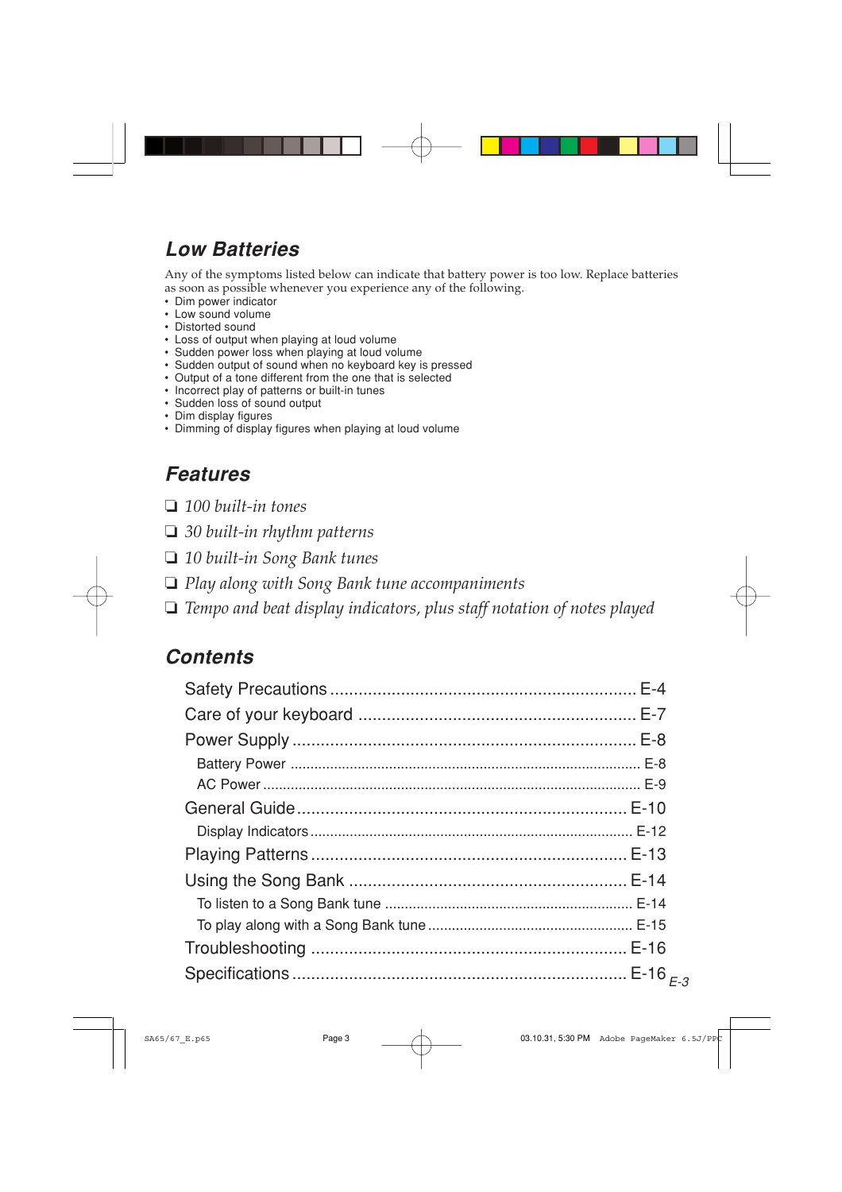## Low Batteries

Any of the symptoms listed below can indicate that battery power is too low. Replace batteries as soon as possible whenever you experience any of the following.

- Dim power indicator
- Low sound volume
- Distorted sound
- Loss of output when playing at loud volume
- Sudden power loss when playing at loud volume
- Sudden output of sound when no keyboard key is pressed
- Output of a tone different from the one that is selected
- Incorrect play of patterns or built-in tunes
- Sudden loss of sound output
- Dim display figures
- Dimming of display figures when playing at loud volume

## Features

- ❏ *100 built-in tones*
- ❏ *30 built-in rhythm patterns*
- ❏ *10 built-in Song Bank tunes*
- ❏ *Play along with Song Bank tune accompaniments*
- ❏ *Tempo and beat display indicators, plus staff notation of notes played*

## Contents

Safety Precautions .................................................. E-4
Care of your keyboard .................................................. E-7
Power Supply .................................................. E-8
- Battery Power .................................................. E-8
- AC Power .................................................. E-9

General Guide .................................................. E-10
- Display Indicators .................................................. E-12

Playing Patterns .................................................. E-13
Using the Song Bank .................................................. E-14
- To listen to a Song Bank tune .................................................. E-14
- To play along with a Song Bank tune .................................................. E-15

Troubleshooting .................................................. E-16
Specifications .................................................. E-16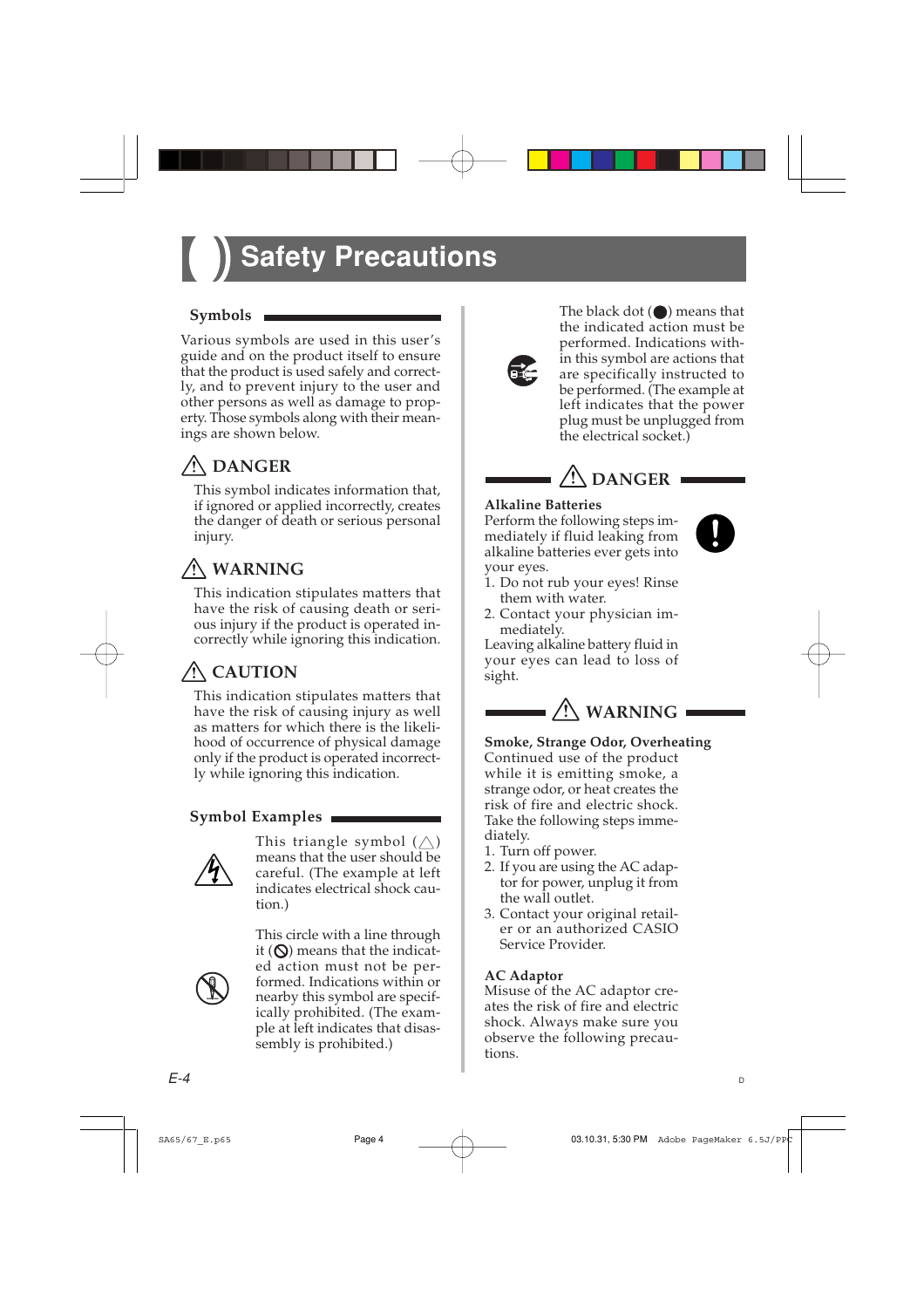# Safety Precautions

## Symbols

Various symbols are used in this user's guide and on the product itself to ensure that the product is used safely and correctly, and to prevent injury to the user and other persons as well as damage to property. Those symbols along with their meanings are shown below.

### ⚠ DANGER

This symbol indicates information that, if ignored or applied incorrectly, creates the danger of death or serious personal injury.

### ⚠ WARNING

This indication stipulates matters that have the risk of causing death or serious injury if the product is operated incorrectly while ignoring this indication.

### ⚠ CAUTION

This indication stipulates matters that have the risk of causing injury as well as matters for which there is the likelihood of occurrence of physical damage only if the product is operated incorrectly while ignoring this indication.

## Symbol Examples

This triangle symbol (△) means that the user should be careful. (The example at left indicates electrical shock caution.)

This circle with a line through it (⊘) means that the indicated action must not be performed. Indications within or nearby this symbol are specifically prohibited. (The example at left indicates that disassembly is prohibited.)

The black dot (●) means that the indicated action must be performed. Indications within this symbol are actions that are specifically instructed to be performed. (The example at left indicates that the power plug must be unplugged from the electrical socket.)

## ⚠ DANGER

**Alkaline Batteries**

Perform the following steps immediately if fluid leaking from alkaline batteries ever gets into your eyes.

1. Do not rub your eyes! Rinse them with water.
2. Contact your physician immediately.

Leaving alkaline battery fluid in your eyes can lead to loss of sight.

## ⚠ WARNING

**Smoke, Strange Odor, Overheating**

Continued use of the product while it is emitting smoke, a strange odor, or heat creates the risk of fire and electric shock. Take the following steps immediately.

1. Turn off power.
2. If you are using the AC adaptor for power, unplug it from the wall outlet.
3. Contact your original retailer or an authorized CASIO Service Provider.

**AC Adaptor**

Misuse of the AC adaptor creates the risk of fire and electric shock. Always make sure you observe the following precautions.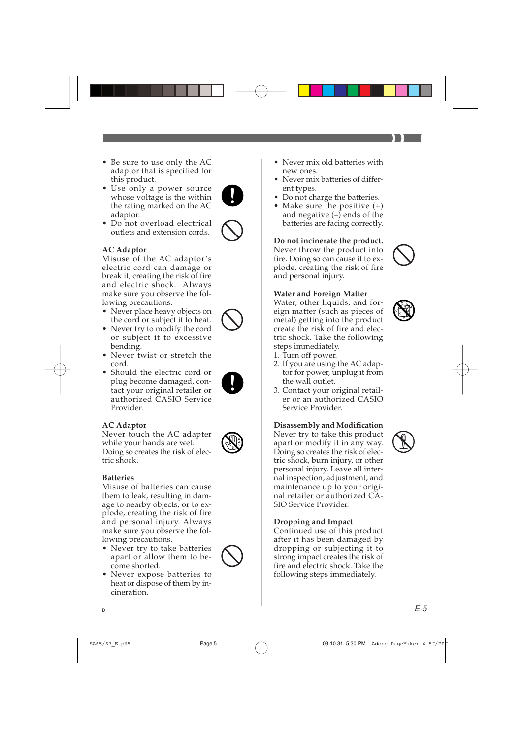- Be sure to use only the AC adaptor that is specified for this product.
- Use only a power source whose voltage is the within the rating marked on the AC adaptor.
- Do not overload electrical outlets and extension cords.

**AC Adaptor**

Misuse of the AC adaptor's electric cord can damage or break it, creating the risk of fire and electric shock. Always make sure you observe the following precautions.

- Never place heavy objects on the cord or subject it to heat.
- Never try to modify the cord or subject it to excessive bending.
- Never twist or stretch the cord.
- Should the electric cord or plug become damaged, contact your original retailer or authorized CASIO Service Provider.

**AC Adaptor**

Never touch the AC adapter while your hands are wet. Doing so creates the risk of electric shock.

**Batteries**

Misuse of batteries can cause them to leak, resulting in damage to nearby objects, or to explode, creating the risk of fire and personal injury. Always make sure you observe the following precautions.

- Never try to take batteries apart or allow them to become shorted.
- Never expose batteries to heat or dispose of them by incineration.
- Never mix old batteries with new ones.
- Never mix batteries of different types.
- Do not charge the batteries.
- Make sure the positive (+) and negative (–) ends of the batteries are facing correctly.

**Do not incinerate the product.**

Never throw the product into fire. Doing so can cause it to explode, creating the risk of fire and personal injury.

**Water and Foreign Matter**

Water, other liquids, and foreign matter (such as pieces of metal) getting into the product create the risk of fire and electric shock. Take the following steps immediately.

1. Turn off power.
2. If you are using the AC adaptor for power, unplug it from the wall outlet.
3. Contact your original retailer or an authorized CASIO Service Provider.

**Disassembly and Modification**

Never try to take this product apart or modify it in any way. Doing so creates the risk of electric shock, burn injury, or other personal injury. Leave all internal inspection, adjustment, and maintenance up to your original retailer or authorized CASIO Service Provider.

**Dropping and Impact**

Continued use of this product after it has been damaged by dropping or subjecting it to strong impact creates the risk of fire and electric shock. Take the following steps immediately.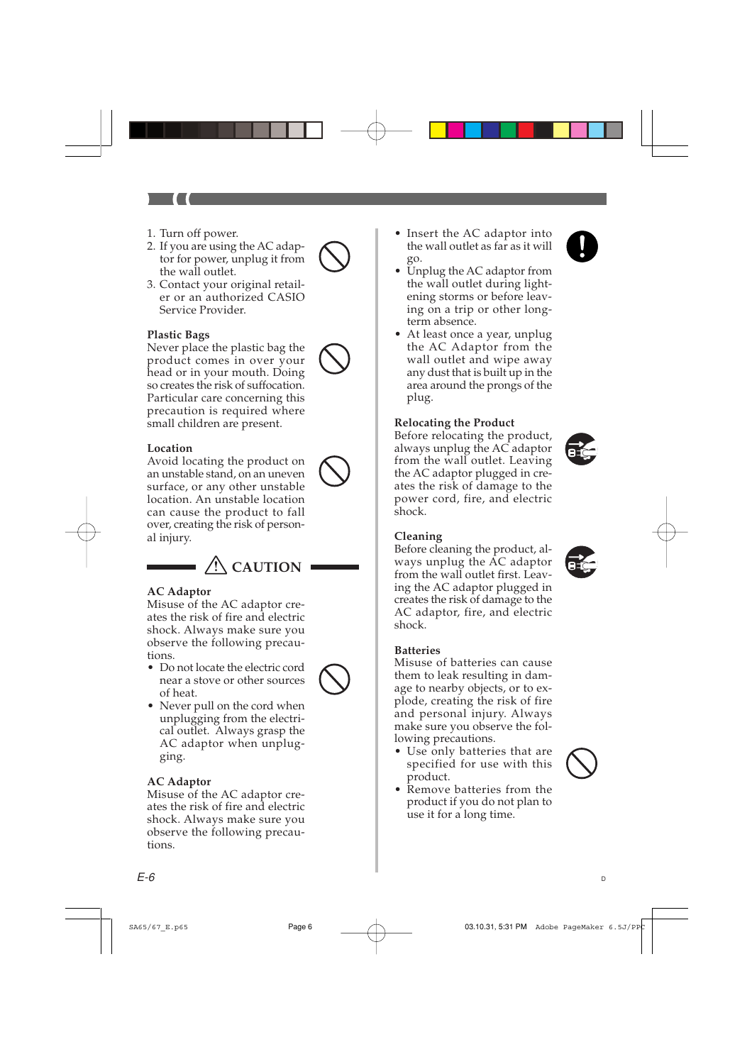1. Turn off power.
2. If you are using the AC adaptor for power, unplug it from the wall outlet.
3. Contact your original retailer or an authorized CASIO Service Provider.

**Plastic Bags**

Never place the plastic bag the product comes in over your head or in your mouth. Doing so creates the risk of suffocation. Particular care concerning this precaution is required where small children are present.

**Location**

Avoid locating the product on an unstable stand, on an uneven surface, or any other unstable location. An unstable location can cause the product to fall over, creating the risk of personal injury.

## ⚠ CAUTION

**AC Adaptor**

Misuse of the AC adaptor creates the risk of fire and electric shock. Always make sure you observe the following precautions.

- Do not locate the electric cord near a stove or other sources of heat.
- Never pull on the cord when unplugging from the electrical outlet. Always grasp the AC adaptor when unplugging.

**AC Adaptor**

Misuse of the AC adaptor creates the risk of fire and electric shock. Always make sure you observe the following precautions.

- Insert the AC adaptor into the wall outlet as far as it will go.
- Unplug the AC adaptor from the wall outlet during lightening storms or before leaving on a trip or other long-term absence.
- At least once a year, unplug the AC Adaptor from the wall outlet and wipe away any dust that is built up in the area around the prongs of the plug.

**Relocating the Product**

Before relocating the product, always unplug the AC adaptor from the wall outlet. Leaving the AC adaptor plugged in creates the risk of damage to the power cord, fire, and electric shock.

**Cleaning**

Before cleaning the product, always unplug the AC adaptor from the wall outlet first. Leaving the AC adaptor plugged in creates the risk of damage to the AC adaptor, fire, and electric shock.

**Batteries**

Misuse of batteries can cause them to leak resulting in damage to nearby objects, or to explode, creating the risk of fire and personal injury. Always make sure you observe the following precautions.

- Use only batteries that are specified for use with this product.
- Remove batteries from the product if you do not plan to use it for a long time.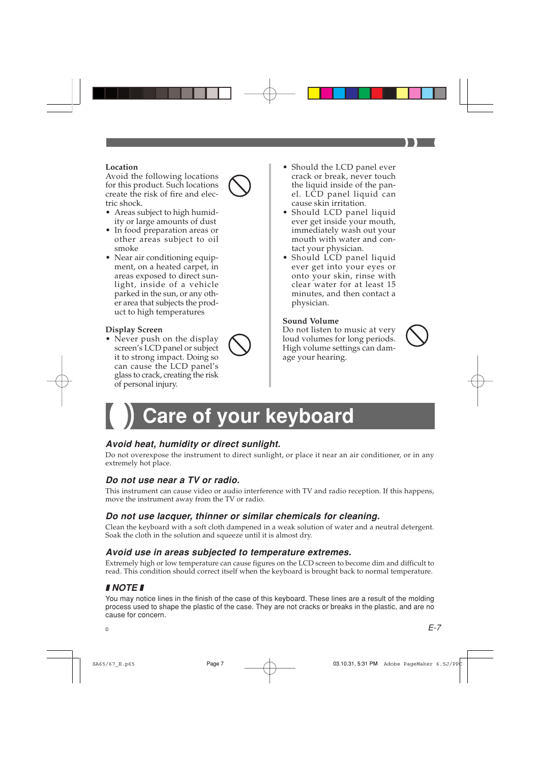**Location**

Avoid the following locations for this product. Such locations create the risk of fire and electric shock.

- Areas subject to high humidity or large amounts of dust
- In food preparation areas or other areas subject to oil smoke
- Near air conditioning equipment, on a heated carpet, in areas exposed to direct sunlight, inside of a vehicle parked in the sun, or any other area that subjects the product to high temperatures

**Display Screen**

- Never push on the display screen's LCD panel or subject it to strong impact. Doing so can cause the LCD panel's glass to crack, creating the risk of personal injury.
- Should the LCD panel ever crack or break, never touch the liquid inside of the panel. LCD panel liquid can cause skin irritation.
- Should LCD panel liquid ever get inside your mouth, immediately wash out your mouth with water and contact your physician.
- Should LCD panel liquid ever get into your eyes or onto your skin, rinse with clear water for at least 15 minutes, and then contact a physician.

**Sound Volume**

Do not listen to music at very loud volumes for long periods. High volume settings can damage your hearing.

# Care of your keyboard

### *Avoid heat, humidity or direct sunlight.*

Do not overexpose the instrument to direct sunlight, or place it near an air conditioner, or in any extremely hot place.

### *Do not use near a TV or radio.*

This instrument can cause video or audio interference with TV and radio reception. If this happens, move the instrument away from the TV or radio.

### *Do not use lacquer, thinner or similar chemicals for cleaning.*

Clean the keyboard with a soft cloth dampened in a weak solution of water and a neutral detergent. Soak the cloth in the solution and squeeze until it is almost dry.

### *Avoid use in areas subjected to temperature extremes.*

Extremely high or low temperature can cause figures on the LCD screen to become dim and difficult to read. This condition should correct itself when the keyboard is brought back to normal temperature.

**NOTE**

You may notice lines in the finish of the case of this keyboard. These lines are a result of the molding process used to shape the plastic of the case. They are not cracks or breaks in the plastic, and are no cause for concern.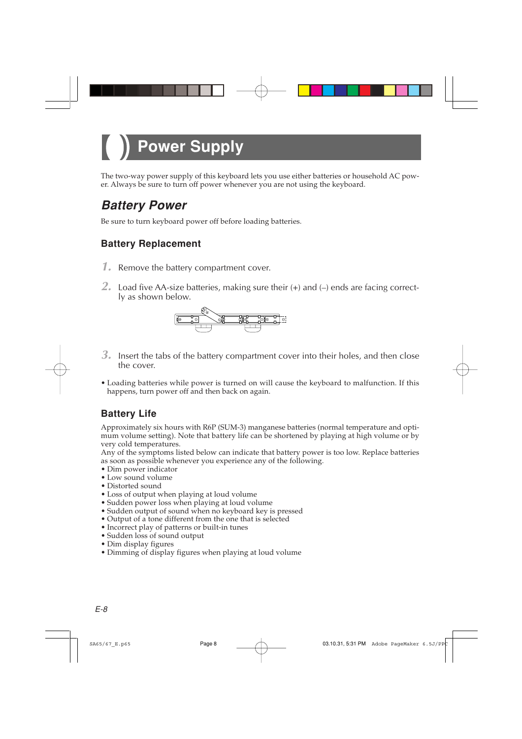# Power Supply

The two-way power supply of this keyboard lets you use either batteries or household AC power. Always be sure to turn off power whenever you are not using the keyboard.

## *Battery Power*

Be sure to turn keyboard power off before loading batteries.

### Battery Replacement

1. Remove the battery compartment cover.
2. Load five AA-size batteries, making sure their (+) and (–) ends are facing correctly as shown below.
3. Insert the tabs of the battery compartment cover into their holes, and then close the cover.

- Loading batteries while power is turned on will cause the keyboard to malfunction. If this happens, turn power off and then back on again.

### Battery Life

Approximately six hours with R6P (SUM-3) manganese batteries (normal temperature and optimum volume setting). Note that battery life can be shortened by playing at high volume or by very cold temperatures.

Any of the symptoms listed below can indicate that battery power is too low. Replace batteries as soon as possible whenever you experience any of the following.

- Dim power indicator
- Low sound volume
- Distorted sound
- Loss of output when playing at loud volume
- Sudden power loss when playing at loud volume
- Sudden output of sound when no keyboard key is pressed
- Output of a tone different from the one that is selected
- Incorrect play of patterns or built-in tunes
- Sudden loss of sound output
- Dim display figures
- Dimming of display figures when playing at loud volume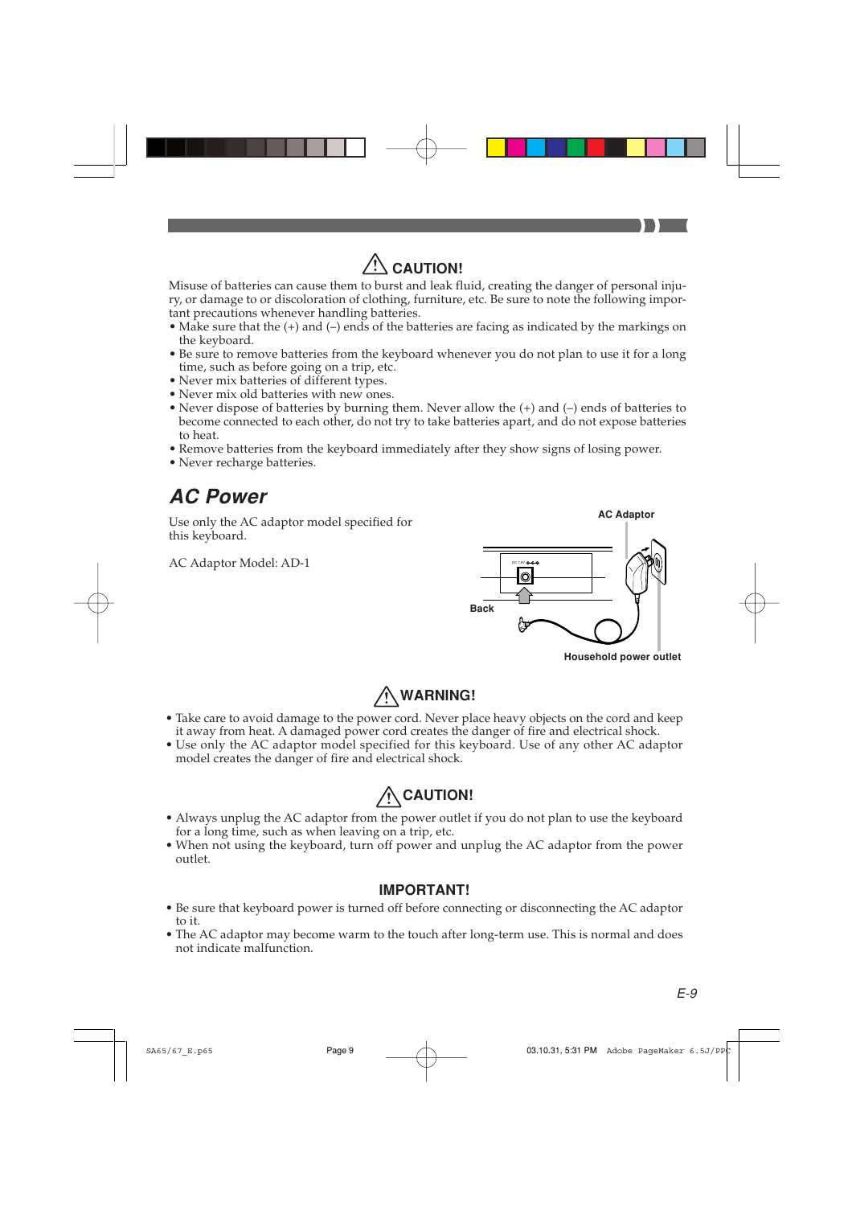## ⚠ CAUTION!

Misuse of batteries can cause them to burst and leak fluid, creating the danger of personal injury, or damage to or discoloration of clothing, furniture, etc. Be sure to note the following important precautions whenever handling batteries.

- Make sure that the (+) and (–) ends of the batteries are facing as indicated by the markings on the keyboard.
- Be sure to remove batteries from the keyboard whenever you do not plan to use it for a long time, such as before going on a trip, etc.
- Never mix batteries of different types.
- Never mix old batteries with new ones.
- Never dispose of batteries by burning them. Never allow the (+) and (–) ends of batteries to become connected to each other, do not try to take batteries apart, and do not expose batteries to heat.
- Remove batteries from the keyboard immediately after they show signs of losing power.
- Never recharge batteries.

# *AC Power*

Use only the AC adaptor model specified for this keyboard.

AC Adaptor Model: AD-1

AC Adaptor

Back

Household power outlet

## ⚠ WARNING!

- Take care to avoid damage to the power cord. Never place heavy objects on the cord and keep it away from heat. A damaged power cord creates the danger of fire and electrical shock.
- Use only the AC adaptor model specified for this keyboard. Use of any other AC adaptor model creates the danger of fire and electrical shock.

## ⚠ CAUTION!

- Always unplug the AC adaptor from the power outlet if you do not plan to use the keyboard for a long time, such as when leaving on a trip, etc.
- When not using the keyboard, turn off power and unplug the AC adaptor from the power outlet.

## IMPORTANT!

- Be sure that keyboard power is turned off before connecting or disconnecting the AC adaptor to it.
- The AC adaptor may become warm to the touch after long-term use. This is normal and does not indicate malfunction.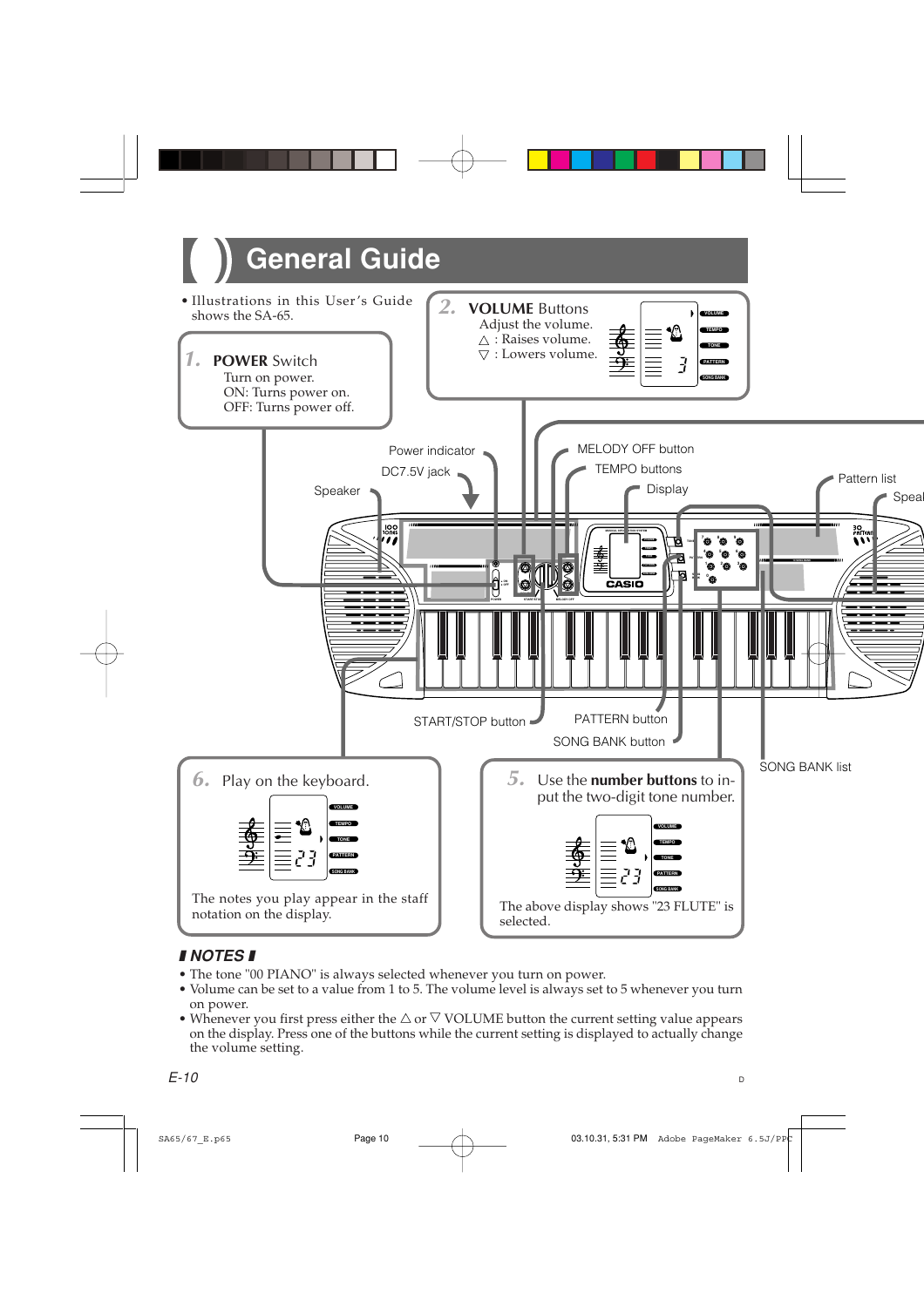# General Guide

- Illustrations in this User's Guide shows the SA-65.

**1. POWER Switch**
Turn on power.
ON: Turns power on.
OFF: Turns power off.

**2. VOLUME Buttons**
Adjust the volume.
△ : Raises volume.
▽ : Lowers volume.

Power indicator
DC7.5V jack
Speaker
MELODY OFF button
TEMPO buttons
Display
Pattern list
Speaker
START/STOP button
PATTERN button
SONG BANK button
SONG BANK list

**6.** Play on the keyboard.

The notes you play appear in the staff notation on the display.

**5.** Use the **number buttons** to input the two-digit tone number.

The above display shows "23 FLUTE" is selected.

## NOTES

- The tone "00 PIANO" is always selected whenever you turn on power.
- Volume can be set to a value from 1 to 5. The volume level is always set to 5 whenever you turn on power.
- Whenever you first press either the △ or ▽ VOLUME button the current setting value appears on the display. Press one of the buttons while the current setting is displayed to actually change the volume setting.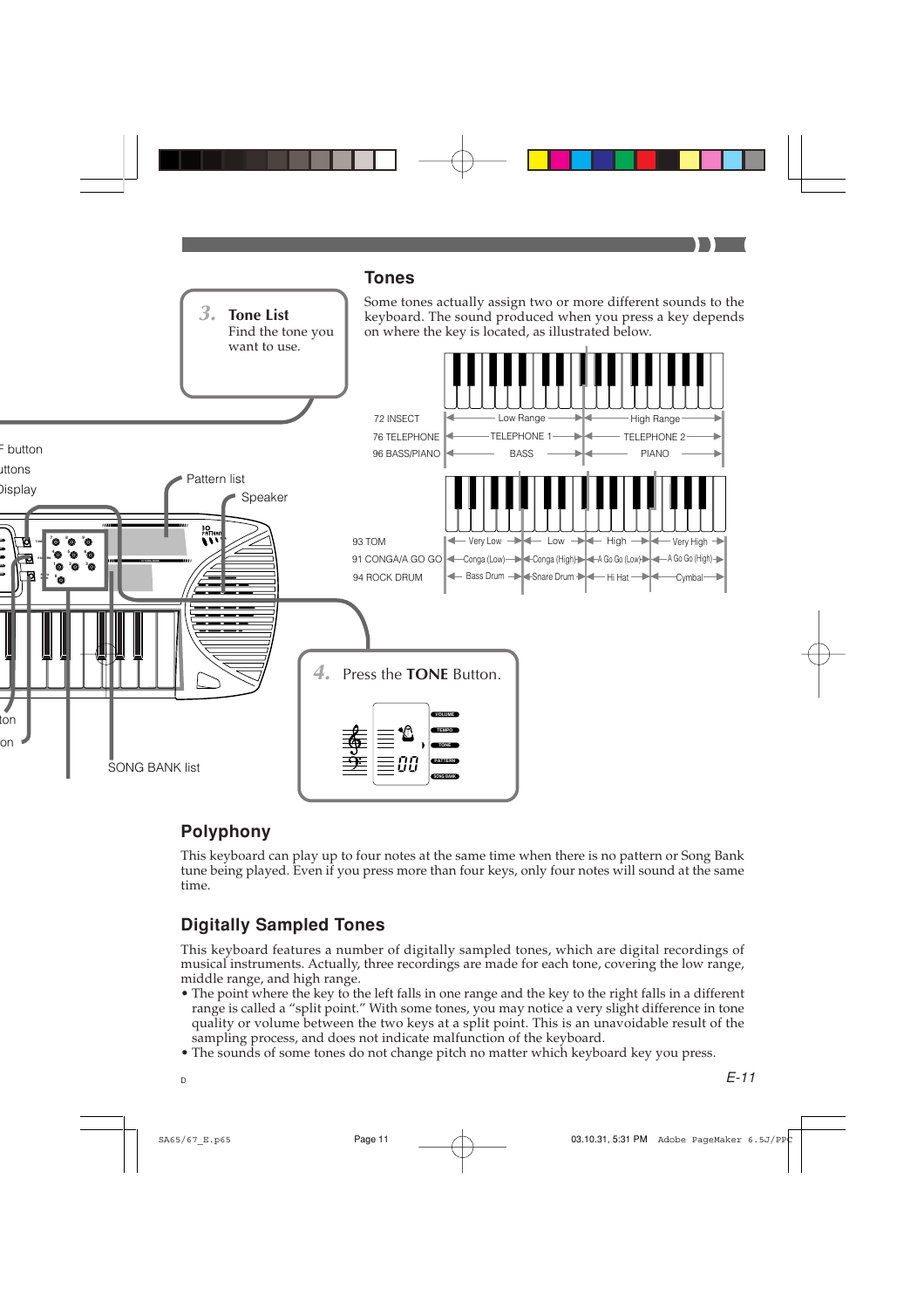## Tones

Some tones actually assign two or more different sounds to the keyboard. The sound produced when you press a key depends on where the key is located, as illustrated below.

| Tone | | |
|---|---|---|
| 72 INSECT | Low Range | High Range |
| 76 TELEPHONE | TELEPHONE 1 | TELEPHONE 2 |
| 96 BASS/PIANO | BASS | PIANO |

| Tone | | | | |
|---|---|---|---|---|
| 93 TOM | Very Low | Low | High | Very High |
| 91 CONGA/A GO GO | Conga (Low) | Conga (High) | A Go Go (Low) | A Go Go (High) |
| 94 ROCK DRUM | Bass Drum | Snare Drum | Hi Hat | Cymbal |

**3. Tone List**
Find the tone you want to use.

**4.** Press the **TONE** Button.

Pattern list

Speaker

SONG BANK list

## Polyphony

This keyboard can play up to four notes at the same time when there is no pattern or Song Bank tune being played. Even if you press more than four keys, only four notes will sound at the same time.

## Digitally Sampled Tones

This keyboard features a number of digitally sampled tones, which are digital recordings of musical instruments. Actually, three recordings are made for each tone, covering the low range, middle range, and high range.

- The point where the key to the left falls in one range and the key to the right falls in a different range is called a "split point." With some tones, you may notice a very slight difference in tone quality or volume between the two keys at a split point. This is an unavoidable result of the sampling process, and does not indicate malfunction of the keyboard.
- The sounds of some tones do not change pitch no matter which keyboard key you press.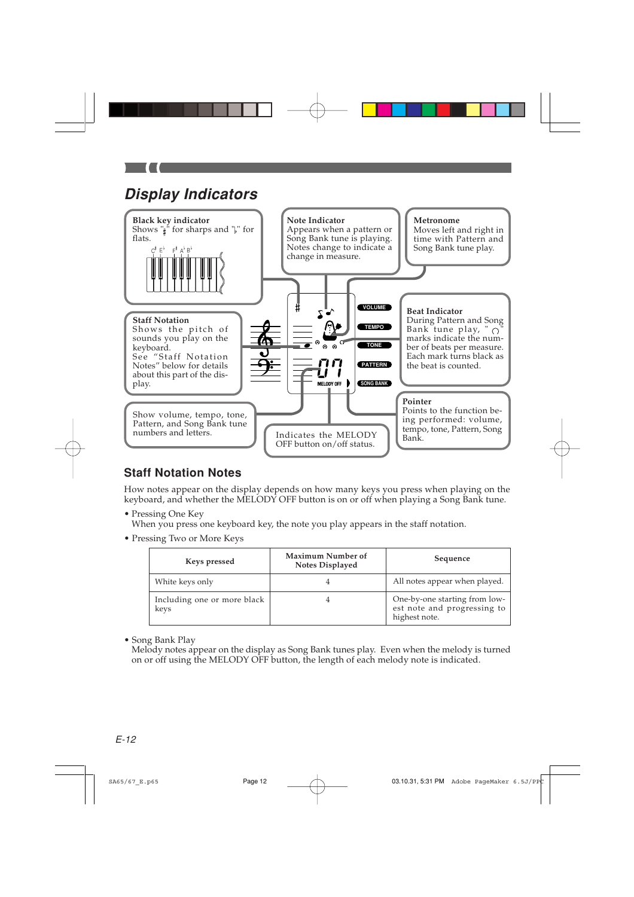# Display Indicators

**Black key indicator**
Shows "♯" for sharps and "♭" for flats.

C♯ E♭ F♯ A♭ B♭

**Note Indicator**
Appears when a pattern or Song Bank tune is playing. Notes change to indicate a change in measure.

**Metronome**
Moves left and right in time with Pattern and Song Bank tune play.

**Staff Notation**
Shows the pitch of sounds you play on the keyboard.
See "Staff Notation Notes" below for details about this part of the display.

**Beat Indicator**
During Pattern and Song Bank tune play, "○" marks indicate the number of beats per measure. Each mark turns black as the beat is counted.

VOLUME
TEMPO
TONE
PATTERN
SONG BANK
MELODY OFF

Show volume, tempo, tone, Pattern, and Song Bank tune numbers and letters.

Indicates the MELODY OFF button on/off status.

**Pointer**
Points to the function being performed: volume, tempo, tone, Pattern, Song Bank.

## Staff Notation Notes

How notes appear on the display depends on how many keys you press when playing on the keyboard, and whether the MELODY OFF button is on or off when playing a Song Bank tune.

- Pressing One Key
  When you press one keyboard key, the note you play appears in the staff notation.
- Pressing Two or More Keys

| Keys pressed | Maximum Number of Notes Displayed | Sequence |
|---|---|---|
| White keys only | 4 | All notes appear when played. |
| Including one or more black keys | 4 | One-by-one starting from lowest note and progressing to highest note. |

- Song Bank Play
  Melody notes appear on the display as Song Bank tunes play. Even when the melody is turned on or off using the MELODY OFF button, the length of each melody note is indicated.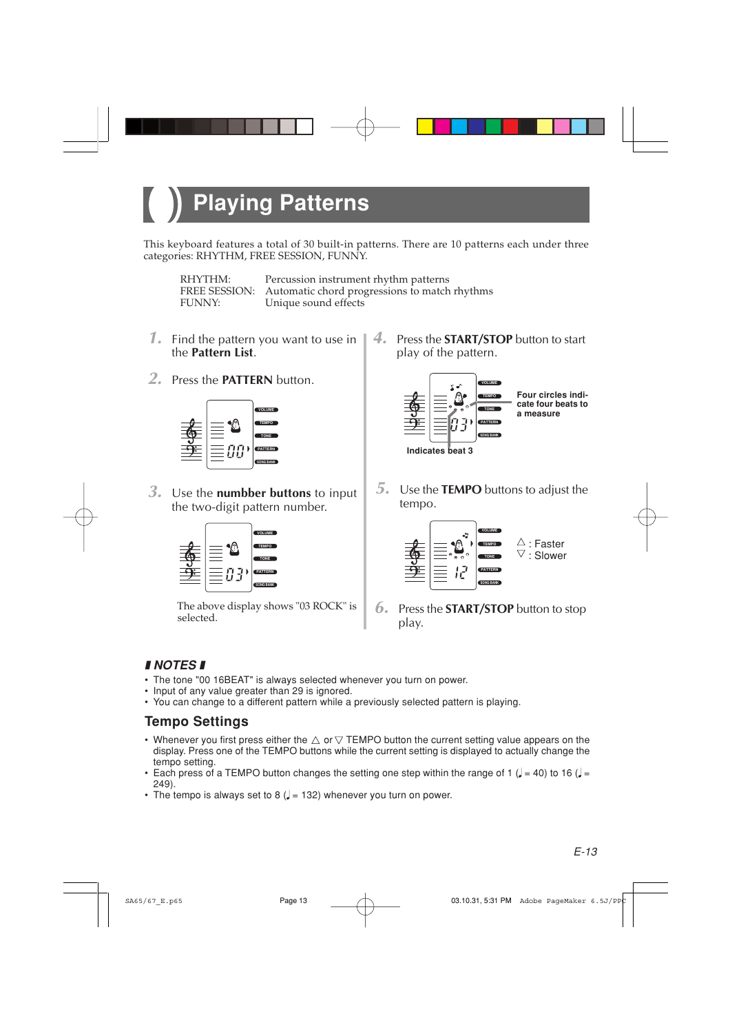# Playing Patterns

This keyboard features a total of 30 built-in patterns. There are 10 patterns each under three categories: RHYTHM, FREE SESSION, FUNNY.

| | |
|---|---|
| RHYTHM: | Percussion instrument rhythm patterns |
| FREE SESSION: | Automatic chord progressions to match rhythms |
| FUNNY: | Unique sound effects |

1. Find the pattern you want to use in the **Pattern List**.

2. Press the **PATTERN** button.

3. Use the **numbber buttons** to input the two-digit pattern number.

   The above display shows "03 ROCK" is selected.

4. Press the **START/STOP** button to start play of the pattern.

   Four circles indicate four beats to a measure

   Indicates beat 3

5. Use the **TEMPO** buttons to adjust the tempo.

   △ : Faster
   ▽ : Slower

6. Press the **START/STOP** button to stop play.

***NOTES***

- The tone "00 16BEAT" is always selected whenever you turn on power.
- Input of any value greater than 29 is ignored.
- You can change to a different pattern while a previously selected pattern is playing.

## Tempo Settings

- Whenever you first press either the △ or ▽ TEMPO button the current setting value appears on the display. Press one of the TEMPO buttons while the current setting is displayed to actually change the tempo setting.
- Each press of a TEMPO button changes the setting one step within the range of 1 (♩ = 40) to 16 (♩ = 249).
- The tempo is always set to 8 (♩ = 132) whenever you turn on power.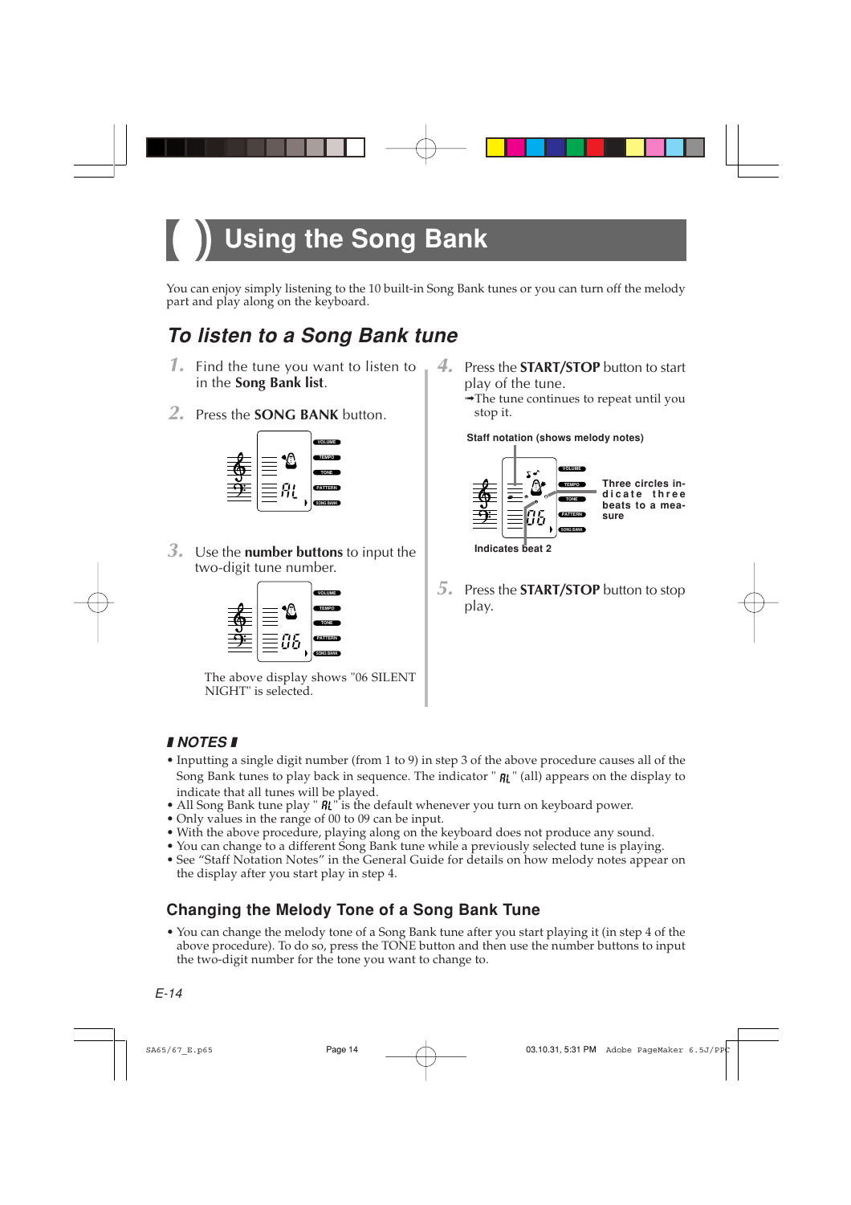# Using the Song Bank

You can enjoy simply listening to the 10 built-in Song Bank tunes or you can turn off the melody part and play along on the keyboard.

## *To listen to a Song Bank tune*

1. Find the tune you want to listen to in the **Song Bank list**.

2. Press the **SONG BANK** button.

3. Use the **number buttons** to input the two-digit tune number.

   The above display shows "06 SILENT NIGHT" is selected.

4. Press the **START/STOP** button to start play of the tune.
   ➡The tune continues to repeat until you stop it.

   Staff notation (shows melody notes)

   Three circles indicate three beats to a measure

   Indicates beat 2

5. Press the **START/STOP** button to stop play.

### NOTES

- Inputting a single digit number (from 1 to 9) in step 3 of the above procedure causes all of the Song Bank tunes to play back in sequence. The indicator " AL " (all) appears on the display to indicate that all tunes will be played.
- All Song Bank tune play " AL " is the default whenever you turn on keyboard power.
- Only values in the range of 00 to 09 can be input.
- With the above procedure, playing along on the keyboard does not produce any sound.
- You can change to a different Song Bank tune while a previously selected tune is playing.
- See "Staff Notation Notes" in the General Guide for details on how melody notes appear on the display after you start play in step 4.

## Changing the Melody Tone of a Song Bank Tune

- You can change the melody tone of a Song Bank tune after you start playing it (in step 4 of the above procedure). To do so, press the TONE button and then use the number buttons to input the two-digit number for the tone you want to change to.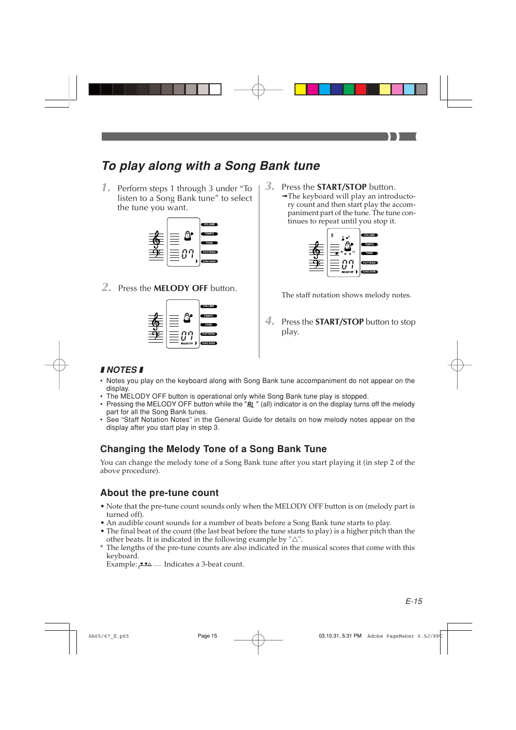# To play along with a Song Bank tune

1. Perform steps 1 through 3 under "To listen to a Song Bank tune" to select the tune you want.

2. Press the **MELODY OFF** button.

3. Press the **START/STOP** button.
   ➡The keyboard will play an introductory count and then start play the accompaniment part of the tune. The tune continues to repeat until you stop it.

   The staff notation shows melody notes.

4. Press the **START/STOP** button to stop play.

### NOTES

- Notes you play on the keyboard along with Song Bank tune accompaniment do not appear on the display.
- The MELODY OFF button is operational only while Song Bank tune play is stopped.
- Pressing the MELODY OFF button while the "AL" (all) indicator is on the display turns off the melody part for all the Song Bank tunes.
- See "Staff Notation Notes" in the General Guide for details on how melody notes appear on the display after you start play in step 3.

## Changing the Melody Tone of a Song Bank Tune

You can change the melody tone of a Song Bank tune after you start playing it (in step 2 of the above procedure).

## About the pre-tune count

- Note that the pre-tune count sounds only when the MELODY OFF button is on (melody part is turned off).
- An audible count sounds for a number of beats before a Song Bank tune starts to play.
- The final beat of the count (the last beat before the tune starts to play) is a higher pitch than the other beats. It is indicated in the following example by "△".

\* The lengths of the pre-tune counts are also indicated in the musical scores that come with this keyboard.
  Example: ▼▼△ ..... Indicates a 3-beat count.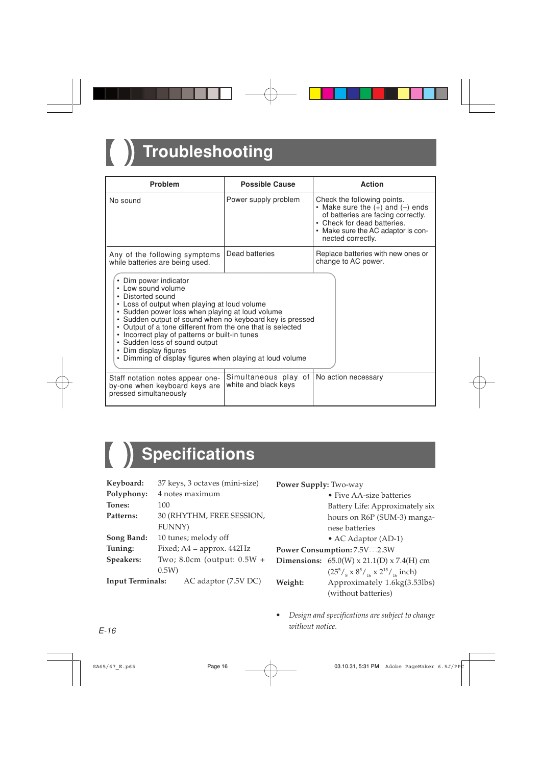# Troubleshooting

| Problem | Possible Cause | Action |
|---|---|---|
| No sound | Power supply problem | Check the following points.<br>• Make sure the (+) and (–) ends of batteries are facing correctly.<br>• Check for dead batteries.<br>• Make sure the AC adaptor is connected correctly. |
| Any of the following symptoms while batteries are being used.<br>• Dim power indicator<br>• Low sound volume<br>• Distorted sound<br>• Loss of output when playing at loud volume<br>• Sudden power loss when playing at loud volume<br>• Sudden output of sound when no keyboard key is pressed<br>• Output of a tone different from the one that is selected<br>• Incorrect play of patterns or built-in tunes<br>• Sudden loss of sound output<br>• Dim display figures<br>• Dimming of display figures when playing at loud volume | Dead batteries | Replace batteries with new ones or change to AC power. |
| Staff notation notes appear one-by-one when keyboard keys are pressed simultaneously | Simultaneous play of white and black keys | No action necessary |

# Specifications

**Keyboard:** 37 keys, 3 octaves (mini-size)

**Polyphony:** 4 notes maximum

**Tones:** 100

**Patterns:** 30 (RHYTHM, FREE SESSION, FUNNY)

**Song Band:** 10 tunes; melody off

**Tuning:** Fixed; A4 = approx. 442Hz

**Speakers:** Two; 8.0cm (output: 0.5W + 0.5W)

**Input Terminals:** AC adaptor (7.5V DC)

**Power Supply:** Two-way
- Five AA-size batteries
  Battery Life: Approximately six hours on R6P (SUM-3) manganese batteries
- AC Adaptor (AD-1)

**Power Consumption:** 7.5V ⎓ 2.3W

**Dimensions:** 65.0(W) x 21.1(D) x 7.4(H) cm ($25^5/_8$ x $8^5/_{16}$ x $2^{15}/_{16}$ inch)

**Weight:** Approximately 1.6kg(3.53lbs) (without batteries)

- *Design and specifications are subject to change without notice.*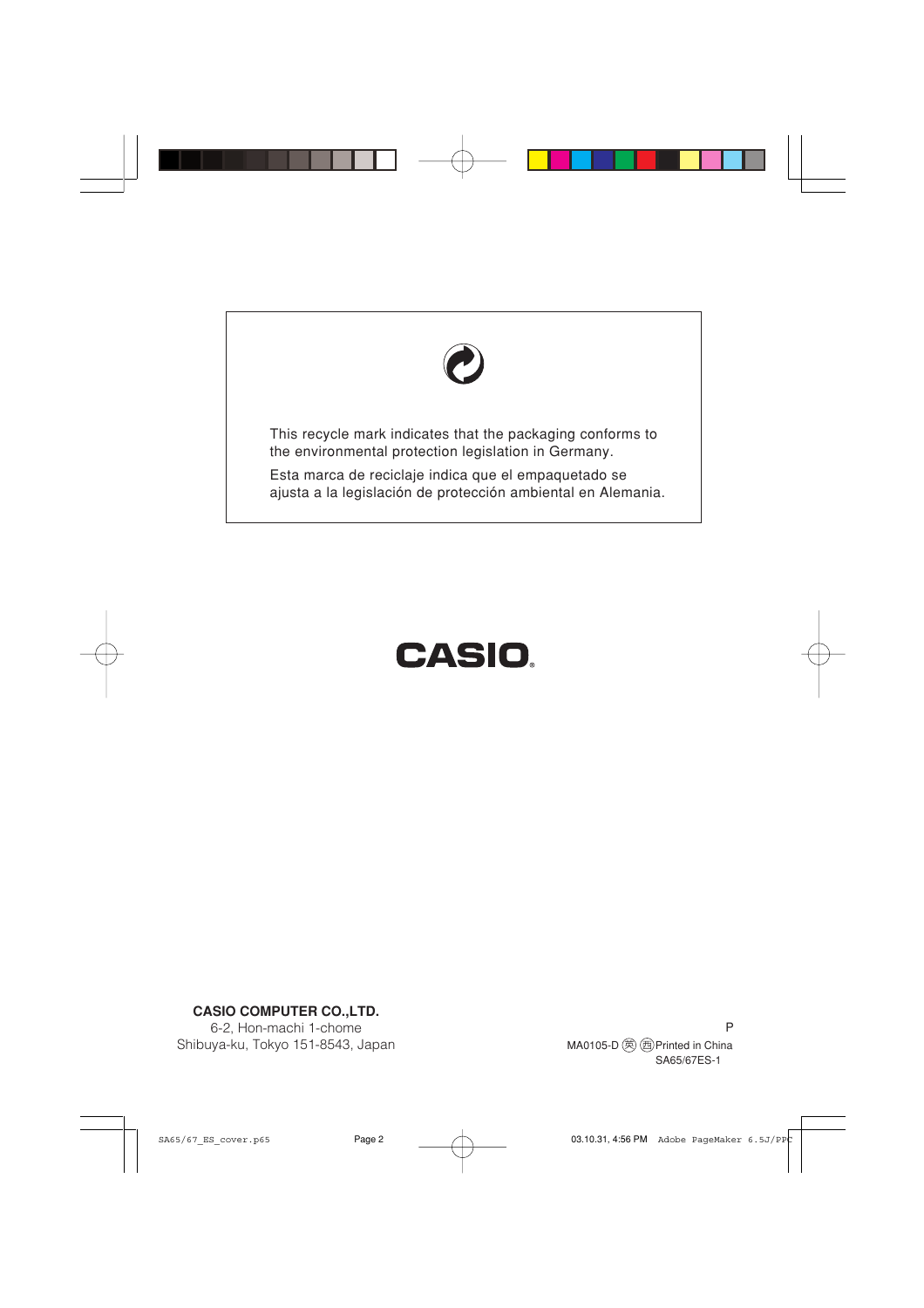This recycle mark indicates that the packaging conforms to the environmental protection legislation in Germany.

Esta marca de reciclaje indica que el empaquetado se ajusta a la legislación de protección ambiental en Alemania.

CASIO

**CASIO COMPUTER CO.,LTD.**
6-2, Hon-machi 1-chome
Shibuya-ku, Tokyo 151-8543, Japan

P
MA0105-D 英 西 Printed in China
SA65/67ES-1